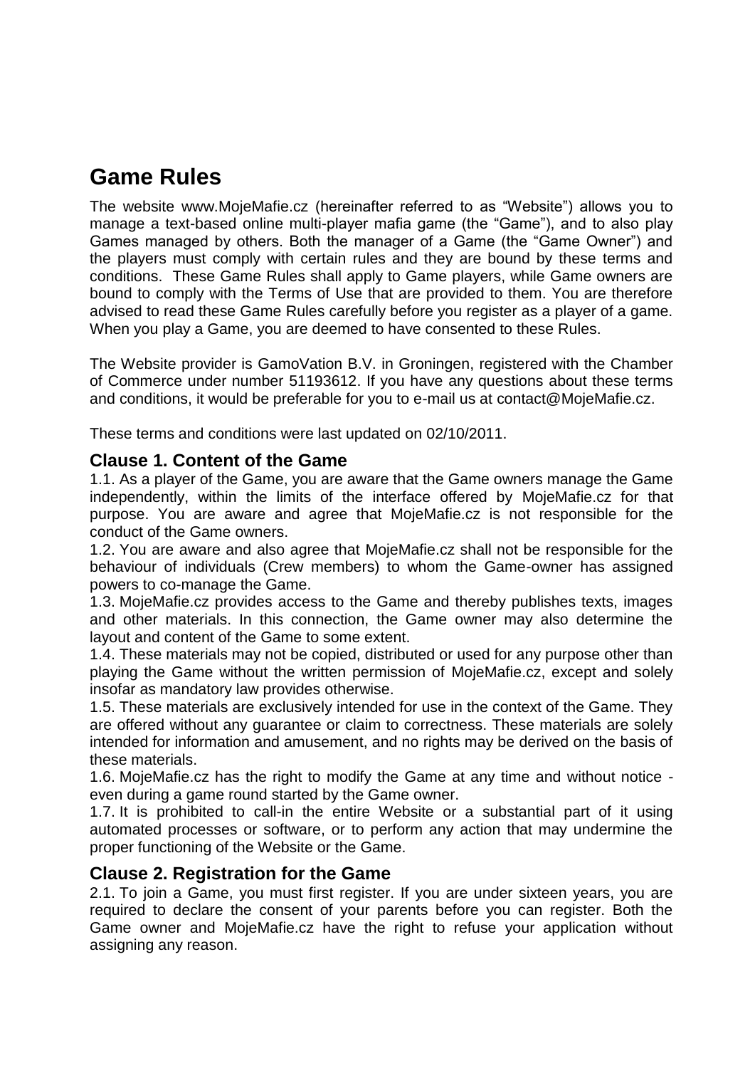# Game Rules

The website www.MojeMafie.cz (hereinafter referred to as “Website”) allows you to manage a text-based online multi-player mafia game (the “Game”), and to also play Games managed by others. Both the manager of a Game (the “Game Owner”) and the players must comply with certain rules and they are bound by these terms and conditions. These Game Rules shall apply to Game players, while Game owners are bound to comply with the Terms of Use that are provided to them. You are therefore advised to read these Game Rules carefully before you register as a player of a game. When you play a Game, you are deemed to have consented to these Rules.

The Website provider is GamoVation B.V. in Groningen, registered with the Chamber of Commerce under number 51193612. If you have any questions about these terms and conditions, it would be preferable for you to e-mail us at contact@MojeMafie.cz.

These terms and conditions were last updated on 02/10/2011.

## Clause 1. Content of the Game

1.1. As a player of the Game, you are aware that the Game owners manage the Game independently, within the limits of the interface offered by MojeMafie.cz for that purpose. You are aware and agree that MojeMafie.cz is not responsible for the conduct of the Game owners.

1.2. You are aware and also agree that MojeMafie.cz shall not be responsible for the behaviour of individuals (Crew members) to whom the Game-owner has assigned powers to co-manage the Game.

1.3. MojeMafie.cz provides access to the Game and thereby publishes texts, images and other materials. In this connection, the Game owner may also determine the layout and content of the Game to some extent.

1.4. These materials may not be copied, distributed or used for any purpose other than playing the Game without the written permission of MojeMafie.cz, except and solely insofar as mandatory law provides otherwise.

1.5. These materials are exclusively intended for use in the context of the Game. They are offered without any guarantee or claim to correctness. These materials are solely intended for information and amusement, and no rights may be derived on the basis of these materials.

1.6. MojeMafie.cz has the right to modify the Game at any time and without notice - even during a game round started by the Game owner.

1.7. It is prohibited to call-in the entire Website or a substantial part of it using automated processes or software, or to perform any action that may undermine the proper functioning of the Website or the Game.

## Clause 2. Registration for the Game

2.1. To join a Game, you must first register. If you are under sixteen years, you are required to declare the consent of your parents before you can register. Both the Game owner and MojeMafie.cz have the right to refuse your application without assigning any reason.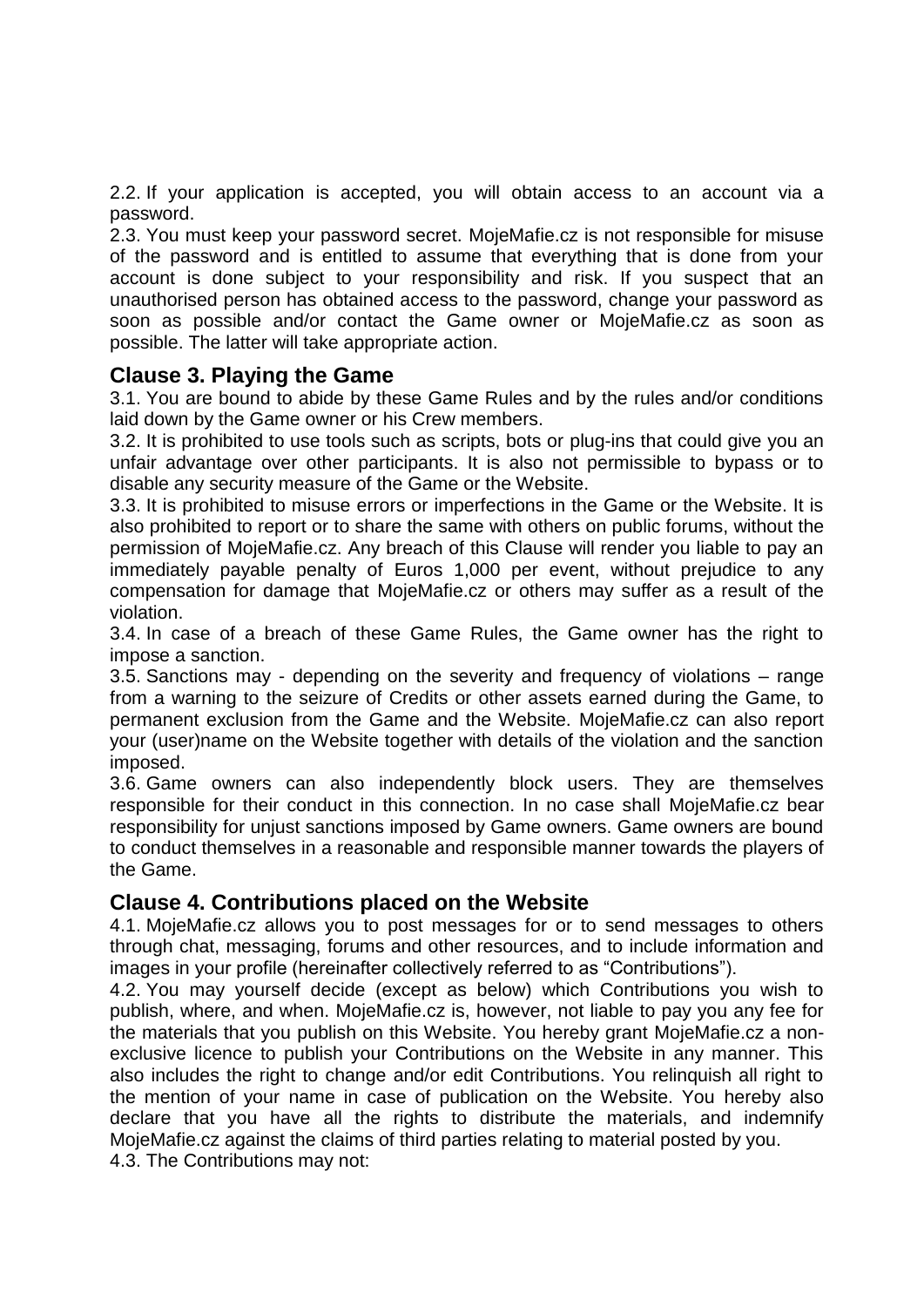2.2. If your application is accepted, you will obtain access to an account via a password.

2.3. You must keep your password secret. MojeMafie.cz is not responsible for misuse of the password and is entitled to assume that everything that is done from your account is done subject to your responsibility and risk. If you suspect that an unauthorised person has obtained access to the password, change your password as soon as possible and/or contact the Game owner or MojeMafie.cz as soon as possible. The latter will take appropriate action.

## Clause 3. Playing the Game

3.1. You are bound to abide by these Game Rules and by the rules and/or conditions laid down by the Game owner or his Crew members.

3.2. It is prohibited to use tools such as scripts, bots or plug-ins that could give you an unfair advantage over other participants. It is also not permissible to bypass or to disable any security measure of the Game or the Website.

3.3. It is prohibited to misuse errors or imperfections in the Game or the Website. It is also prohibited to report or to share the same with others on public forums, without the permission of MojeMafie.cz. Any breach of this Clause will render you liable to pay an immediately payable penalty of Euros 1,000 per event, without prejudice to any compensation for damage that MojeMafie.cz or others may suffer as a result of the violation.

3.4. In case of a breach of these Game Rules, the Game owner has the right to impose a sanction.

3.5. Sanctions may - depending on the severity and frequency of violations – range from a warning to the seizure of Credits or other assets earned during the Game, to permanent exclusion from the Game and the Website. MojeMafie.cz can also report your (user)name on the Website together with details of the violation and the sanction imposed.

3.6. Game owners can also independently block users. They are themselves responsible for their conduct in this connection. In no case shall MojeMafie.cz bear responsibility for unjust sanctions imposed by Game owners. Game owners are bound to conduct themselves in a reasonable and responsible manner towards the players of the Game.

## Clause 4. Contributions placed on the Website

4.1. MojeMafie.cz allows you to post messages for or to send messages to others through chat, messaging, forums and other resources, and to include information and images in your profile (hereinafter collectively referred to as "Contributions").

4.2. You may yourself decide (except as below) which Contributions you wish to publish, where, and when. MojeMafie.cz is, however, not liable to pay you any fee for the materials that you publish on this Website. You hereby grant MojeMafie.cz a non-exclusive licence to publish your Contributions on the Website in any manner. This also includes the right to change and/or edit Contributions. You relinquish all right to the mention of your name in case of publication on the Website. You hereby also declare that you have all the rights to distribute the materials, and indemnify MojeMafie.cz against the claims of third parties relating to material posted by you.

4.3. The Contributions may not: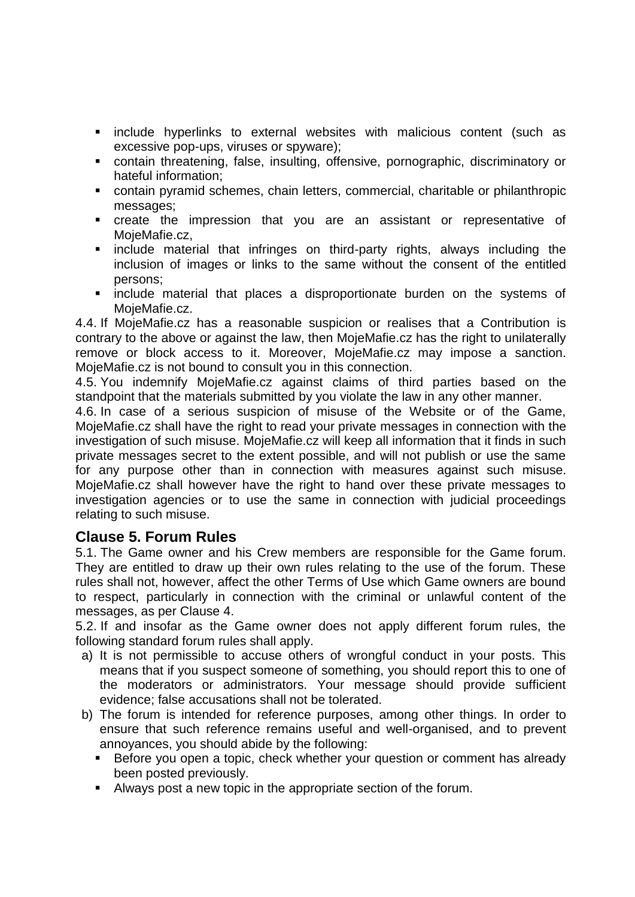- include hyperlinks to external websites with malicious content (such as excessive pop-ups, viruses or spyware);
- contain threatening, false, insulting, offensive, pornographic, discriminatory or hateful information;
- contain pyramid schemes, chain letters, commercial, charitable or philanthropic messages;
- create the impression that you are an assistant or representative of MojeMafie.cz,
- include material that infringes on third-party rights, always including the inclusion of images or links to the same without the consent of the entitled persons;
- include material that places a disproportionate burden on the systems of MojeMafie.cz.

4.4. If MojeMafie.cz has a reasonable suspicion or realises that a Contribution is contrary to the above or against the law, then MojeMafie.cz has the right to unilaterally remove or block access to it. Moreover, MojeMafie.cz may impose a sanction. MojeMafie.cz is not bound to consult you in this connection.

4.5. You indemnify MojeMafie.cz against claims of third parties based on the standpoint that the materials submitted by you violate the law in any other manner.

4.6. In case of a serious suspicion of misuse of the Website or of the Game, MojeMafie.cz shall have the right to read your private messages in connection with the investigation of such misuse. MojeMafie.cz will keep all information that it finds in such private messages secret to the extent possible, and will not publish or use the same for any purpose other than in connection with measures against such misuse. MojeMafie.cz shall however have the right to hand over these private messages to investigation agencies or to use the same in connection with judicial proceedings relating to such misuse.

## Clause 5. Forum Rules

5.1. The Game owner and his Crew members are responsible for the Game forum. They are entitled to draw up their own rules relating to the use of the forum. These rules shall not, however, affect the other Terms of Use which Game owners are bound to respect, particularly in connection with the criminal or unlawful content of the messages, as per Clause 4.

5.2. If and insofar as the Game owner does not apply different forum rules, the following standard forum rules shall apply.

a) It is not permissible to accuse others of wrongful conduct in your posts. This means that if you suspect someone of something, you should report this to one of the moderators or administrators. Your message should provide sufficient evidence; false accusations shall not be tolerated.

b) The forum is intended for reference purposes, among other things. In order to ensure that such reference remains useful and well-organised, and to prevent annoyances, you should abide by the following:
   - Before you open a topic, check whether your question or comment has already been posted previously.
   - Always post a new topic in the appropriate section of the forum.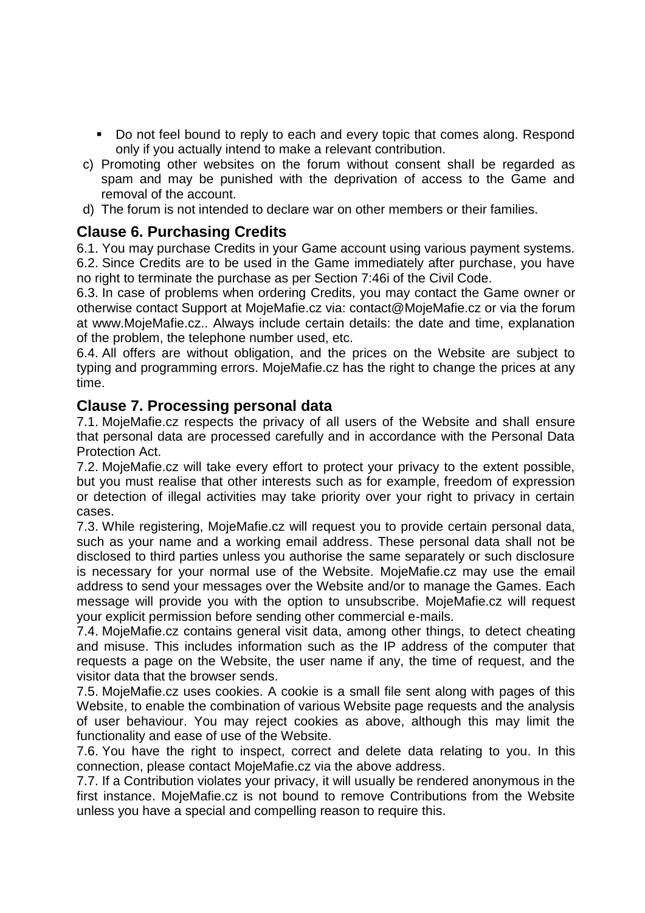- Do not feel bound to reply to each and every topic that comes along. Respond only if you actually intend to make a relevant contribution.

c) Promoting other websites on the forum without consent shall be regarded as spam and may be punished with the deprivation of access to the Game and removal of the account.

d) The forum is not intended to declare war on other members or their families.

## Clause 6. Purchasing Credits

6.1. You may purchase Credits in your Game account using various payment systems.

6.2. Since Credits are to be used in the Game immediately after purchase, you have no right to terminate the purchase as per Section 7:46i of the Civil Code.

6.3. In case of problems when ordering Credits, you may contact the Game owner or otherwise contact Support at MojeMafie.cz via: contact@MojeMafie.cz or via the forum at www.MojeMafie.cz.. Always include certain details: the date and time, explanation of the problem, the telephone number used, etc.

6.4. All offers are without obligation, and the prices on the Website are subject to typing and programming errors. MojeMafie.cz has the right to change the prices at any time.

## Clause 7. Processing personal data

7.1. MojeMafie.cz respects the privacy of all users of the Website and shall ensure that personal data are processed carefully and in accordance with the Personal Data Protection Act.

7.2. MojeMafie.cz will take every effort to protect your privacy to the extent possible, but you must realise that other interests such as for example, freedom of expression or detection of illegal activities may take priority over your right to privacy in certain cases.

7.3. While registering, MojeMafie.cz will request you to provide certain personal data, such as your name and a working email address. These personal data shall not be disclosed to third parties unless you authorise the same separately or such disclosure is necessary for your normal use of the Website. MojeMafie.cz may use the email address to send your messages over the Website and/or to manage the Games. Each message will provide you with the option to unsubscribe. MojeMafie.cz will request your explicit permission before sending other commercial e-mails.

7.4. MojeMafie.cz contains general visit data, among other things, to detect cheating and misuse. This includes information such as the IP address of the computer that requests a page on the Website, the user name if any, the time of request, and the visitor data that the browser sends.

7.5. MojeMafie.cz uses cookies. A cookie is a small file sent along with pages of this Website, to enable the combination of various Website page requests and the analysis of user behaviour. You may reject cookies as above, although this may limit the functionality and ease of use of the Website.

7.6. You have the right to inspect, correct and delete data relating to you. In this connection, please contact MojeMafie.cz via the above address.

7.7. If a Contribution violates your privacy, it will usually be rendered anonymous in the first instance. MojeMafie.cz is not bound to remove Contributions from the Website unless you have a special and compelling reason to require this.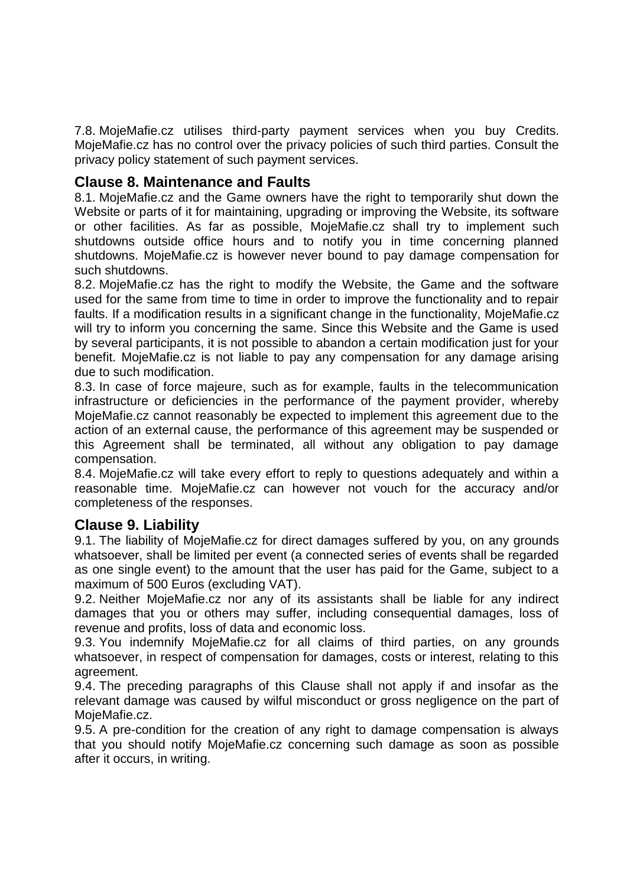7.8. MojeMafie.cz utilises third-party payment services when you buy Credits. MojeMafie.cz has no control over the privacy policies of such third parties. Consult the privacy policy statement of such payment services.

## Clause 8. Maintenance and Faults

8.1. MojeMafie.cz and the Game owners have the right to temporarily shut down the Website or parts of it for maintaining, upgrading or improving the Website, its software or other facilities. As far as possible, MojeMafie.cz shall try to implement such shutdowns outside office hours and to notify you in time concerning planned shutdowns. MojeMafie.cz is however never bound to pay damage compensation for such shutdowns.

8.2. MojeMafie.cz has the right to modify the Website, the Game and the software used for the same from time to time in order to improve the functionality and to repair faults. If a modification results in a significant change in the functionality, MojeMafie.cz will try to inform you concerning the same. Since this Website and the Game is used by several participants, it is not possible to abandon a certain modification just for your benefit. MojeMafie.cz is not liable to pay any compensation for any damage arising due to such modification.

8.3. In case of force majeure, such as for example, faults in the telecommunication infrastructure or deficiencies in the performance of the payment provider, whereby MojeMafie.cz cannot reasonably be expected to implement this agreement due to the action of an external cause, the performance of this agreement may be suspended or this Agreement shall be terminated, all without any obligation to pay damage compensation.

8.4. MojeMafie.cz will take every effort to reply to questions adequately and within a reasonable time. MojeMafie.cz can however not vouch for the accuracy and/or completeness of the responses.

## Clause 9. Liability

9.1. The liability of MojeMafie.cz for direct damages suffered by you, on any grounds whatsoever, shall be limited per event (a connected series of events shall be regarded as one single event) to the amount that the user has paid for the Game, subject to a maximum of 500 Euros (excluding VAT).

9.2. Neither MojeMafie.cz nor any of its assistants shall be liable for any indirect damages that you or others may suffer, including consequential damages, loss of revenue and profits, loss of data and economic loss.

9.3. You indemnify MojeMafie.cz for all claims of third parties, on any grounds whatsoever, in respect of compensation for damages, costs or interest, relating to this agreement.

9.4. The preceding paragraphs of this Clause shall not apply if and insofar as the relevant damage was caused by wilful misconduct or gross negligence on the part of MojeMafie.cz.

9.5. A pre-condition for the creation of any right to damage compensation is always that you should notify MojeMafie.cz concerning such damage as soon as possible after it occurs, in writing.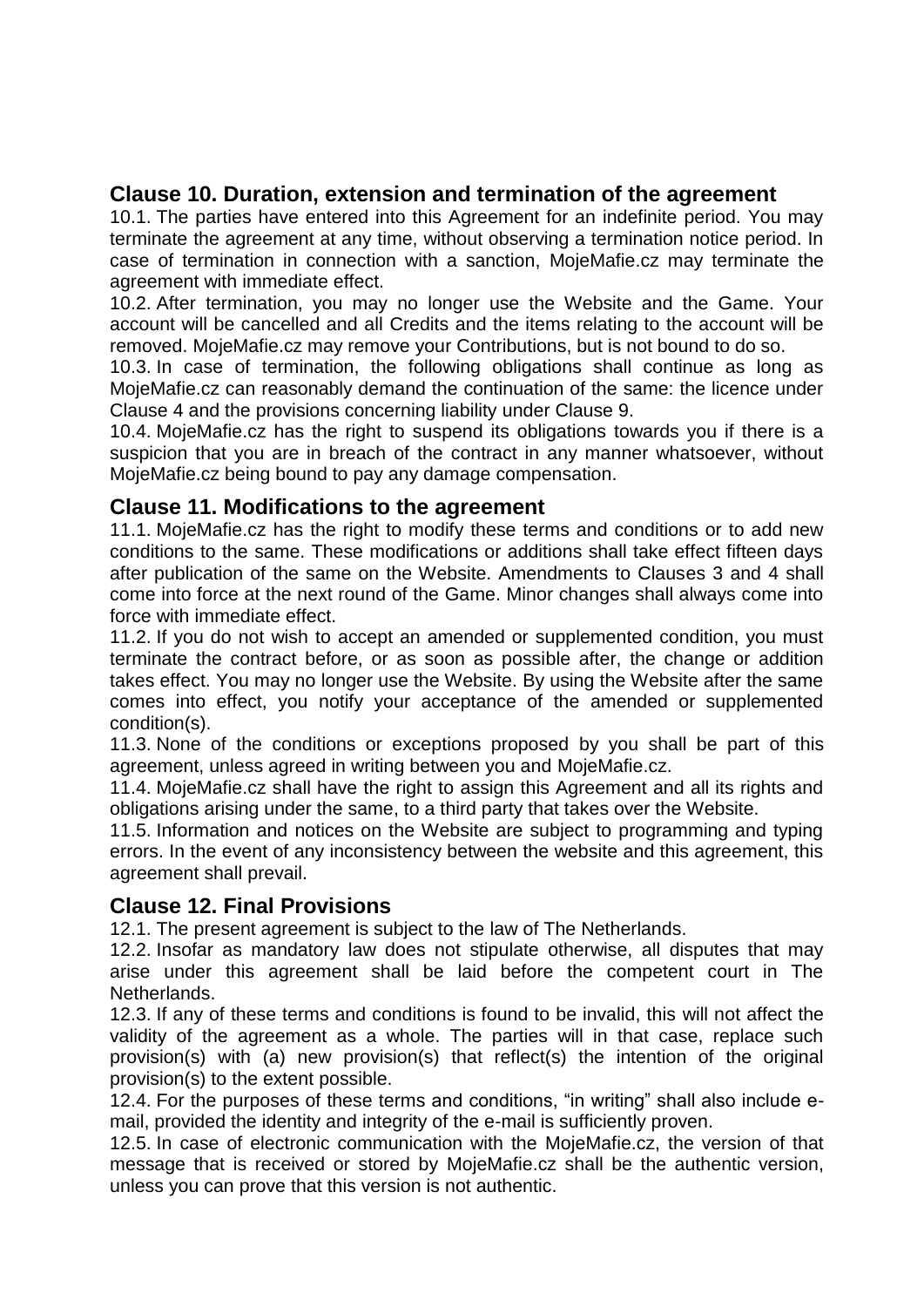## Clause 10. Duration, extension and termination of the agreement

10.1. The parties have entered into this Agreement for an indefinite period. You may terminate the agreement at any time, without observing a termination notice period. In case of termination in connection with a sanction, MojeMafie.cz may terminate the agreement with immediate effect.

10.2. After termination, you may no longer use the Website and the Game. Your account will be cancelled and all Credits and the items relating to the account will be removed. MojeMafie.cz may remove your Contributions, but is not bound to do so.

10.3. In case of termination, the following obligations shall continue as long as MojeMafie.cz can reasonably demand the continuation of the same: the licence under Clause 4 and the provisions concerning liability under Clause 9.

10.4. MojeMafie.cz has the right to suspend its obligations towards you if there is a suspicion that you are in breach of the contract in any manner whatsoever, without MojeMafie.cz being bound to pay any damage compensation.

## Clause 11. Modifications to the agreement

11.1. MojeMafie.cz has the right to modify these terms and conditions or to add new conditions to the same. These modifications or additions shall take effect fifteen days after publication of the same on the Website. Amendments to Clauses 3 and 4 shall come into force at the next round of the Game. Minor changes shall always come into force with immediate effect.

11.2. If you do not wish to accept an amended or supplemented condition, you must terminate the contract before, or as soon as possible after, the change or addition takes effect. You may no longer use the Website. By using the Website after the same comes into effect, you notify your acceptance of the amended or supplemented condition(s).

11.3. None of the conditions or exceptions proposed by you shall be part of this agreement, unless agreed in writing between you and MojeMafie.cz.

11.4. MojeMafie.cz shall have the right to assign this Agreement and all its rights and obligations arising under the same, to a third party that takes over the Website.

11.5. Information and notices on the Website are subject to programming and typing errors. In the event of any inconsistency between the website and this agreement, this agreement shall prevail.

## Clause 12. Final Provisions

12.1. The present agreement is subject to the law of The Netherlands.

12.2. Insofar as mandatory law does not stipulate otherwise, all disputes that may arise under this agreement shall be laid before the competent court in The Netherlands.

12.3. If any of these terms and conditions is found to be invalid, this will not affect the validity of the agreement as a whole. The parties will in that case, replace such provision(s) with (a) new provision(s) that reflect(s) the intention of the original provision(s) to the extent possible.

12.4. For the purposes of these terms and conditions, "in writing" shall also include e-mail, provided the identity and integrity of the e-mail is sufficiently proven.

12.5. In case of electronic communication with the MojeMafie.cz, the version of that message that is received or stored by MojeMafie.cz shall be the authentic version, unless you can prove that this version is not authentic.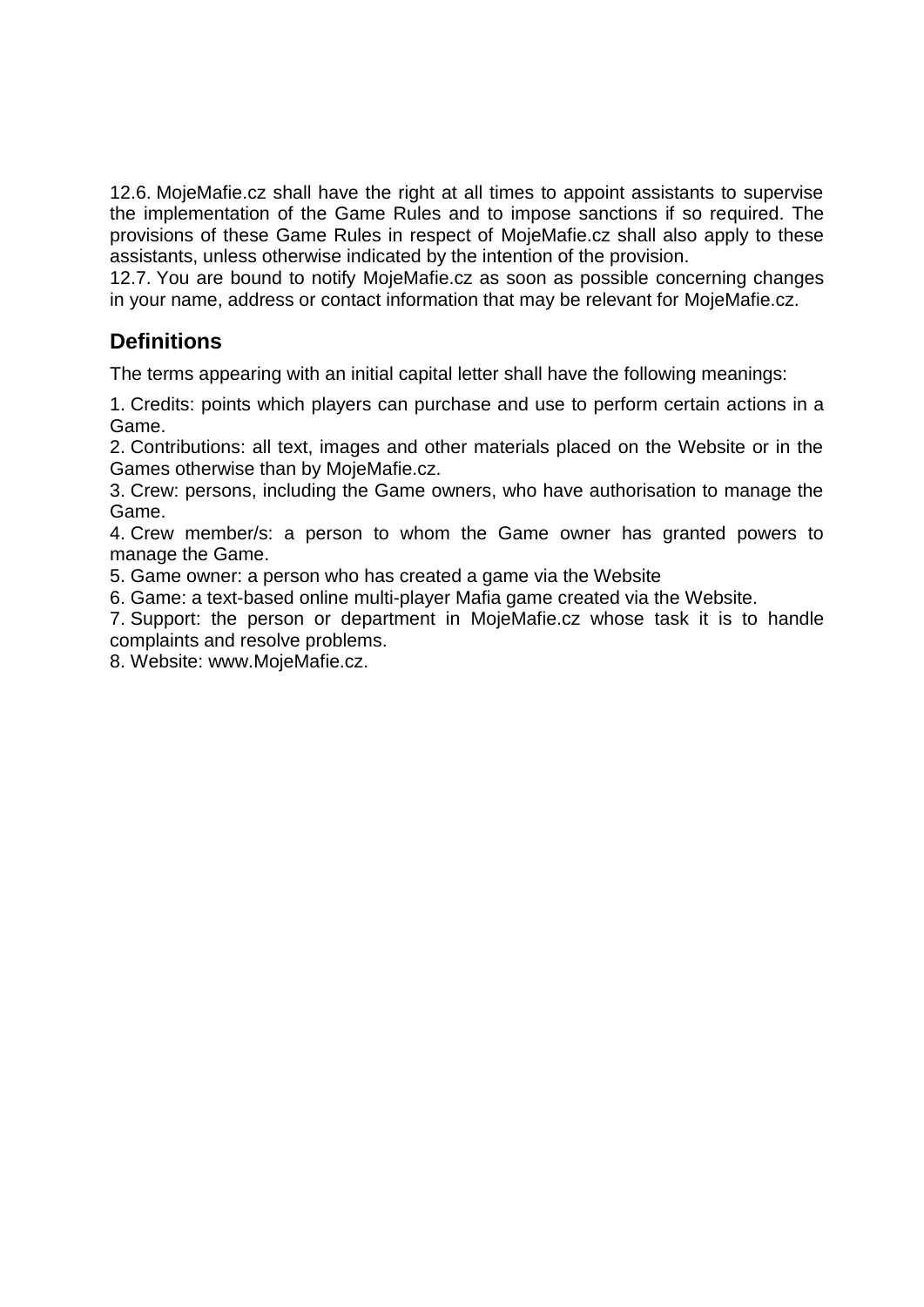12.6. MojeMafie.cz shall have the right at all times to appoint assistants to supervise the implementation of the Game Rules and to impose sanctions if so required. The provisions of these Game Rules in respect of MojeMafie.cz shall also apply to these assistants, unless otherwise indicated by the intention of the provision.

12.7. You are bound to notify MojeMafie.cz as soon as possible concerning changes in your name, address or contact information that may be relevant for MojeMafie.cz.

## Definitions

The terms appearing with an initial capital letter shall have the following meanings:

1. Credits: points which players can purchase and use to perform certain actions in a Game.
2. Contributions: all text, images and other materials placed on the Website or in the Games otherwise than by MojeMafie.cz.
3. Crew: persons, including the Game owners, who have authorisation to manage the Game.
4. Crew member/s: a person to whom the Game owner has granted powers to manage the Game.
5. Game owner: a person who has created a game via the Website
6. Game: a text-based online multi-player Mafia game created via the Website.
7. Support: the person or department in MojeMafie.cz whose task it is to handle complaints and resolve problems.
8. Website: www.MojeMafie.cz.